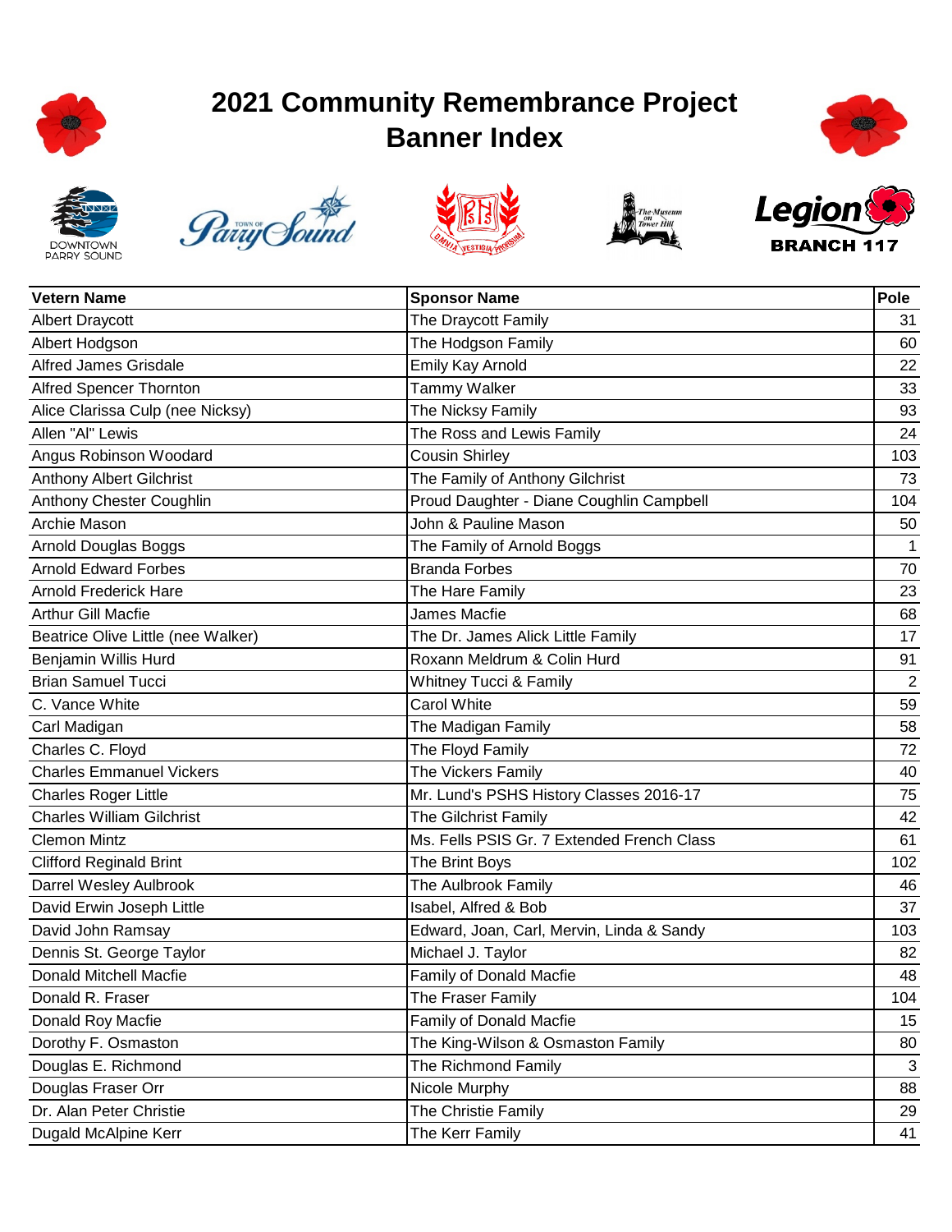# 2021 Community Remembrance Project
# Banner Index

| Vetern Name | Sponsor Name | Pole |
|---|---|---|
| Albert Draycott | The Draycott Family | 31 |
| Albert Hodgson | The Hodgson Family | 60 |
| Alfred James Grisdale | Emily Kay Arnold | 22 |
| Alfred Spencer Thornton | Tammy Walker | 33 |
| Alice Clarissa Culp (nee Nicksy) | The Nicksy Family | 93 |
| Allen "Al" Lewis | The Ross and Lewis Family | 24 |
| Angus Robinson Woodard | Cousin Shirley | 103 |
| Anthony Albert Gilchrist | The Family of Anthony Gilchrist | 73 |
| Anthony Chester Coughlin | Proud Daughter - Diane Coughlin Campbell | 104 |
| Archie Mason | John & Pauline Mason | 50 |
| Arnold Douglas Boggs | The Family of Arnold Boggs | 1 |
| Arnold Edward Forbes | Branda Forbes | 70 |
| Arnold Frederick Hare | The Hare Family | 23 |
| Arthur Gill Macfie | James Macfie | 68 |
| Beatrice Olive Little (nee Walker) | The Dr. James Alick Little Family | 17 |
| Benjamin Willis Hurd | Roxann Meldrum & Colin Hurd | 91 |
| Brian Samuel Tucci | Whitney Tucci & Family | 2 |
| C. Vance White | Carol White | 59 |
| Carl Madigan | The Madigan Family | 58 |
| Charles C. Floyd | The Floyd Family | 72 |
| Charles Emmanuel Vickers | The Vickers Family | 40 |
| Charles Roger Little | Mr. Lund's PSHS History Classes 2016-17 | 75 |
| Charles William Gilchrist | The Gilchrist Family | 42 |
| Clemon Mintz | Ms. Fells PSIS Gr. 7 Extended French Class | 61 |
| Clifford Reginald Brint | The Brint Boys | 102 |
| Darrel Wesley Aulbrook | The Aulbrook Family | 46 |
| David Erwin Joseph Little | Isabel, Alfred & Bob | 37 |
| David John Ramsay | Edward, Joan, Carl, Mervin, Linda & Sandy | 103 |
| Dennis St. George Taylor | Michael J. Taylor | 82 |
| Donald Mitchell Macfie | Family of Donald Macfie | 48 |
| Donald R. Fraser | The Fraser Family | 104 |
| Donald Roy Macfie | Family of Donald Macfie | 15 |
| Dorothy F. Osmaston | The King-Wilson & Osmaston Family | 80 |
| Douglas E. Richmond | The Richmond Family | 3 |
| Douglas Fraser Orr | Nicole Murphy | 88 |
| Dr. Alan Peter Christie | The Christie Family | 29 |
| Dugald McAlpine Kerr | The Kerr Family | 41 |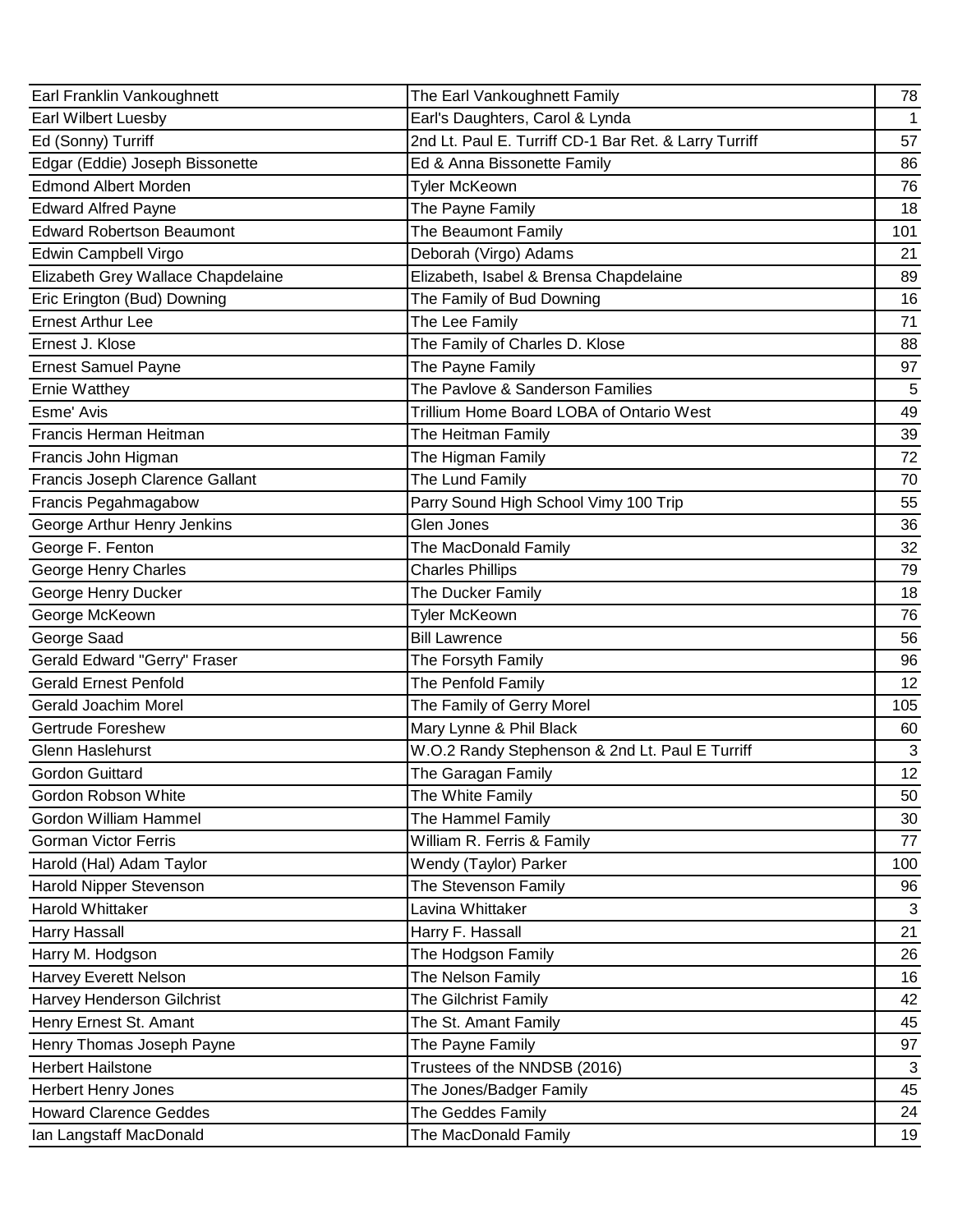| | | |
|---|---|---|
| Earl Franklin Vankoughnett | The Earl Vankoughnett Family | 78 |
| Earl Wilbert Luesby | Earl's Daughters, Carol & Lynda | 1 |
| Ed (Sonny) Turriff | 2nd Lt. Paul E. Turriff CD-1 Bar Ret. & Larry Turriff | 57 |
| Edgar (Eddie) Joseph Bissonette | Ed & Anna Bissonette Family | 86 |
| Edmond Albert Morden | Tyler McKeown | 76 |
| Edward Alfred Payne | The Payne Family | 18 |
| Edward Robertson Beaumont | The Beaumont Family | 101 |
| Edwin Campbell Virgo | Deborah (Virgo) Adams | 21 |
| Elizabeth Grey Wallace Chapdelaine | Elizabeth, Isabel & Brensa Chapdelaine | 89 |
| Eric Erington (Bud) Downing | The Family of Bud Downing | 16 |
| Ernest Arthur Lee | The Lee Family | 71 |
| Ernest J. Klose | The Family of Charles D. Klose | 88 |
| Ernest Samuel Payne | The Payne Family | 97 |
| Ernie Watthey | The Pavlove & Sanderson Families | 5 |
| Esme' Avis | Trillium Home Board LOBA of Ontario West | 49 |
| Francis Herman Heitman | The Heitman Family | 39 |
| Francis John Higman | The Higman Family | 72 |
| Francis Joseph Clarence Gallant | The Lund Family | 70 |
| Francis Pegahmagabow | Parry Sound High School Vimy 100 Trip | 55 |
| George Arthur Henry Jenkins | Glen Jones | 36 |
| George F. Fenton | The MacDonald Family | 32 |
| George Henry Charles | Charles Phillips | 79 |
| George Henry Ducker | The Ducker Family | 18 |
| George McKeown | Tyler McKeown | 76 |
| George Saad | Bill Lawrence | 56 |
| Gerald Edward "Gerry" Fraser | The Forsyth Family | 96 |
| Gerald Ernest Penfold | The Penfold Family | 12 |
| Gerald Joachim Morel | The Family of Gerry Morel | 105 |
| Gertrude Foreshew | Mary Lynne & Phil Black | 60 |
| Glenn Haslehurst | W.O.2 Randy Stephenson & 2nd Lt. Paul E Turriff | 3 |
| Gordon Guittard | The Garagan Family | 12 |
| Gordon Robson White | The White Family | 50 |
| Gordon William Hammel | The Hammel Family | 30 |
| Gorman Victor Ferris | William R. Ferris & Family | 77 |
| Harold (Hal) Adam Taylor | Wendy (Taylor) Parker | 100 |
| Harold Nipper Stevenson | The Stevenson Family | 96 |
| Harold Whittaker | Lavina Whittaker | 3 |
| Harry Hassall | Harry F. Hassall | 21 |
| Harry M. Hodgson | The Hodgson Family | 26 |
| Harvey Everett Nelson | The Nelson Family | 16 |
| Harvey Henderson Gilchrist | The Gilchrist Family | 42 |
| Henry Ernest St. Amant | The St. Amant Family | 45 |
| Henry Thomas Joseph Payne | The Payne Family | 97 |
| Herbert Hailstone | Trustees of the NNDSB (2016) | 3 |
| Herbert Henry Jones | The Jones/Badger Family | 45 |
| Howard Clarence Geddes | The Geddes Family | 24 |
| Ian Langstaff MacDonald | The MacDonald Family | 19 |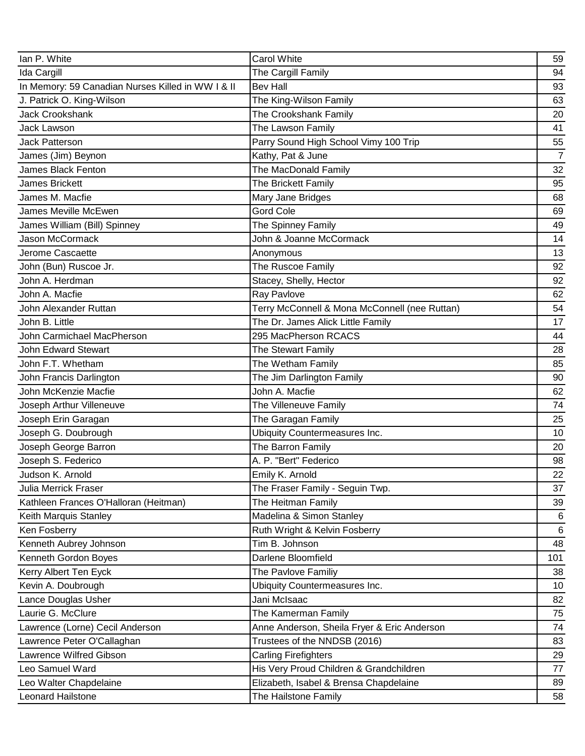| | | |
|---|---|---|
| Ian P. White | Carol White | 59 |
| Ida Cargill | The Cargill Family | 94 |
| In Memory: 59 Canadian Nurses Killed in WW I & II | Bev Hall | 93 |
| J. Patrick O. King-Wilson | The King-Wilson Family | 63 |
| Jack Crookshank | The Crookshank Family | 20 |
| Jack Lawson | The Lawson Family | 41 |
| Jack Patterson | Parry Sound High School Vimy 100 Trip | 55 |
| James (Jim) Beynon | Kathy, Pat & June | 7 |
| James Black Fenton | The MacDonald Family | 32 |
| James Brickett | The Brickett Family | 95 |
| James M. Macfie | Mary Jane Bridges | 68 |
| James Meville McEwen | Gord Cole | 69 |
| James William (Bill) Spinney | The Spinney Family | 49 |
| Jason McCormack | John & Joanne McCormack | 14 |
| Jerome Cascaette | Anonymous | 13 |
| John (Bun) Ruscoe Jr. | The Ruscoe Family | 92 |
| John A. Herdman | Stacey, Shelly, Hector | 92 |
| John A. Macfie | Ray Pavlove | 62 |
| John Alexander Ruttan | Terry McConnell & Mona McConnell (nee Ruttan) | 54 |
| John B. Little | The Dr. James Alick Little Family | 17 |
| John Carmichael MacPherson | 295 MacPherson RCACS | 44 |
| John Edward Stewart | The Stewart Family | 28 |
| John F.T. Whetham | The Wetham Family | 85 |
| John Francis Darlington | The Jim Darlington Family | 90 |
| John McKenzie Macfie | John A. Macfie | 62 |
| Joseph Arthur Villeneuve | The Villeneuve Family | 74 |
| Joseph Erin Garagan | The Garagan Family | 25 |
| Joseph G. Doubrough | Ubiquity Countermeasures Inc. | 10 |
| Joseph George Barron | The Barron Family | 20 |
| Joseph S. Federico | A. P. "Bert" Federico | 98 |
| Judson K. Arnold | Emily K. Arnold | 22 |
| Julia Merrick Fraser | The Fraser Family - Seguin Twp. | 37 |
| Kathleen Frances O'Halloran (Heitman) | The Heitman Family | 39 |
| Keith Marquis Stanley | Madelina & Simon Stanley | 6 |
| Ken Fosberry | Ruth Wright & Kelvin Fosberry | 6 |
| Kenneth Aubrey Johnson | Tim B. Johnson | 48 |
| Kenneth Gordon Boyes | Darlene Bloomfield | 101 |
| Kerry Albert Ten Eyck | The Pavlove Familiy | 38 |
| Kevin A. Doubrough | Ubiquity Countermeasures Inc. | 10 |
| Lance Douglas Usher | Jani McIsaac | 82 |
| Laurie G. McClure | The Kamerman Family | 75 |
| Lawrence (Lorne) Cecil Anderson | Anne Anderson, Sheila Fryer & Eric Anderson | 74 |
| Lawrence Peter O'Callaghan | Trustees of the NNDSB (2016) | 83 |
| Lawrence Wilfred Gibson | Carling Firefighters | 29 |
| Leo Samuel Ward | His Very Proud Children & Grandchildren | 77 |
| Leo Walter Chapdelaine | Elizabeth, Isabel & Brensa Chapdelaine | 89 |
| Leonard Hailstone | The Hailstone Family | 58 |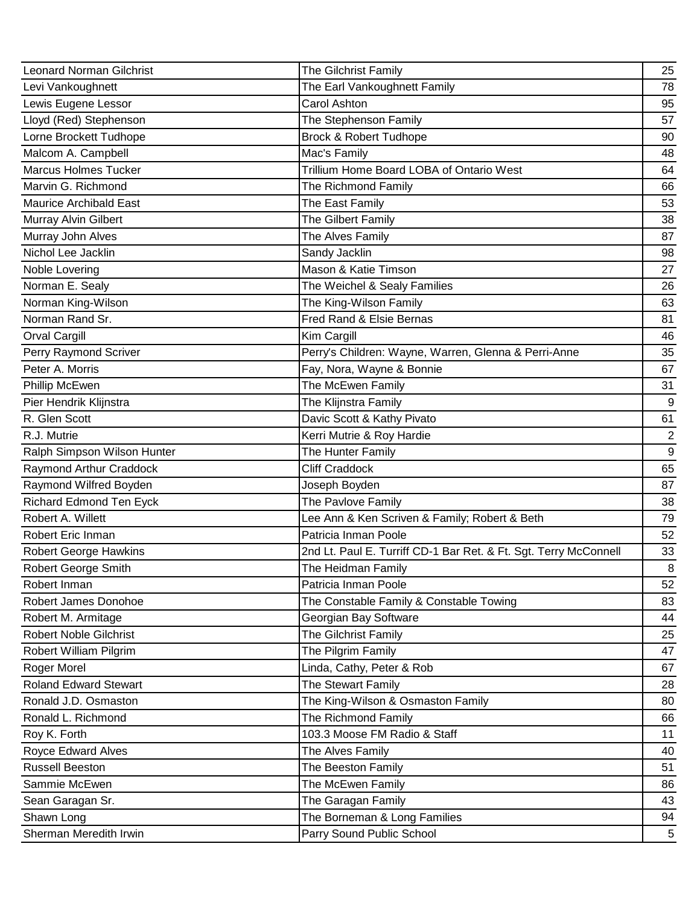| | | |
|---|---|---|
| Leonard Norman Gilchrist | The Gilchrist Family | 25 |
| Levi Vankoughnett | The Earl Vankoughnett Family | 78 |
| Lewis Eugene Lessor | Carol Ashton | 95 |
| Lloyd (Red) Stephenson | The Stephenson Family | 57 |
| Lorne Brockett Tudhope | Brock & Robert Tudhope | 90 |
| Malcom A. Campbell | Mac's Family | 48 |
| Marcus Holmes Tucker | Trillium Home Board LOBA of Ontario West | 64 |
| Marvin G. Richmond | The Richmond Family | 66 |
| Maurice Archibald East | The East Family | 53 |
| Murray Alvin Gilbert | The Gilbert Family | 38 |
| Murray John Alves | The Alves Family | 87 |
| Nichol Lee Jacklin | Sandy Jacklin | 98 |
| Noble Lovering | Mason & Katie Timson | 27 |
| Norman E. Sealy | The Weichel & Sealy Families | 26 |
| Norman King-Wilson | The King-Wilson Family | 63 |
| Norman Rand Sr. | Fred Rand & Elsie Bernas | 81 |
| Orval Cargill | Kim Cargill | 46 |
| Perry Raymond Scriver | Perry's Children: Wayne, Warren, Glenna & Perri-Anne | 35 |
| Peter A. Morris | Fay, Nora, Wayne & Bonnie | 67 |
| Phillip McEwen | The McEwen Family | 31 |
| Pier Hendrik Klijnstra | The Klijnstra Family | 9 |
| R. Glen Scott | Davic Scott & Kathy Pivato | 61 |
| R.J. Mutrie | Kerri Mutrie & Roy Hardie | 2 |
| Ralph Simpson Wilson Hunter | The Hunter Family | 9 |
| Raymond Arthur Craddock | Cliff Craddock | 65 |
| Raymond Wilfred Boyden | Joseph Boyden | 87 |
| Richard Edmond Ten Eyck | The Pavlove Family | 38 |
| Robert A. Willett | Lee Ann & Ken Scriven & Family; Robert & Beth | 79 |
| Robert Eric Inman | Patricia Inman Poole | 52 |
| Robert George Hawkins | 2nd Lt. Paul E. Turriff CD-1 Bar Ret. & Ft. Sgt. Terry McConnell | 33 |
| Robert George Smith | The Heidman Family | 8 |
| Robert Inman | Patricia Inman Poole | 52 |
| Robert James Donohoe | The Constable Family & Constable Towing | 83 |
| Robert M. Armitage | Georgian Bay Software | 44 |
| Robert Noble Gilchrist | The Gilchrist Family | 25 |
| Robert William Pilgrim | The Pilgrim Family | 47 |
| Roger Morel | Linda, Cathy, Peter & Rob | 67 |
| Roland Edward Stewart | The Stewart Family | 28 |
| Ronald J.D. Osmaston | The King-Wilson & Osmaston Family | 80 |
| Ronald L. Richmond | The Richmond Family | 66 |
| Roy K. Forth | 103.3 Moose FM Radio & Staff | 11 |
| Royce Edward Alves | The Alves Family | 40 |
| Russell Beeston | The Beeston Family | 51 |
| Sammie McEwen | The McEwen Family | 86 |
| Sean Garagan Sr. | The Garagan Family | 43 |
| Shawn Long | The Borneman & Long Families | 94 |
| Sherman Meredith Irwin | Parry Sound Public School | 5 |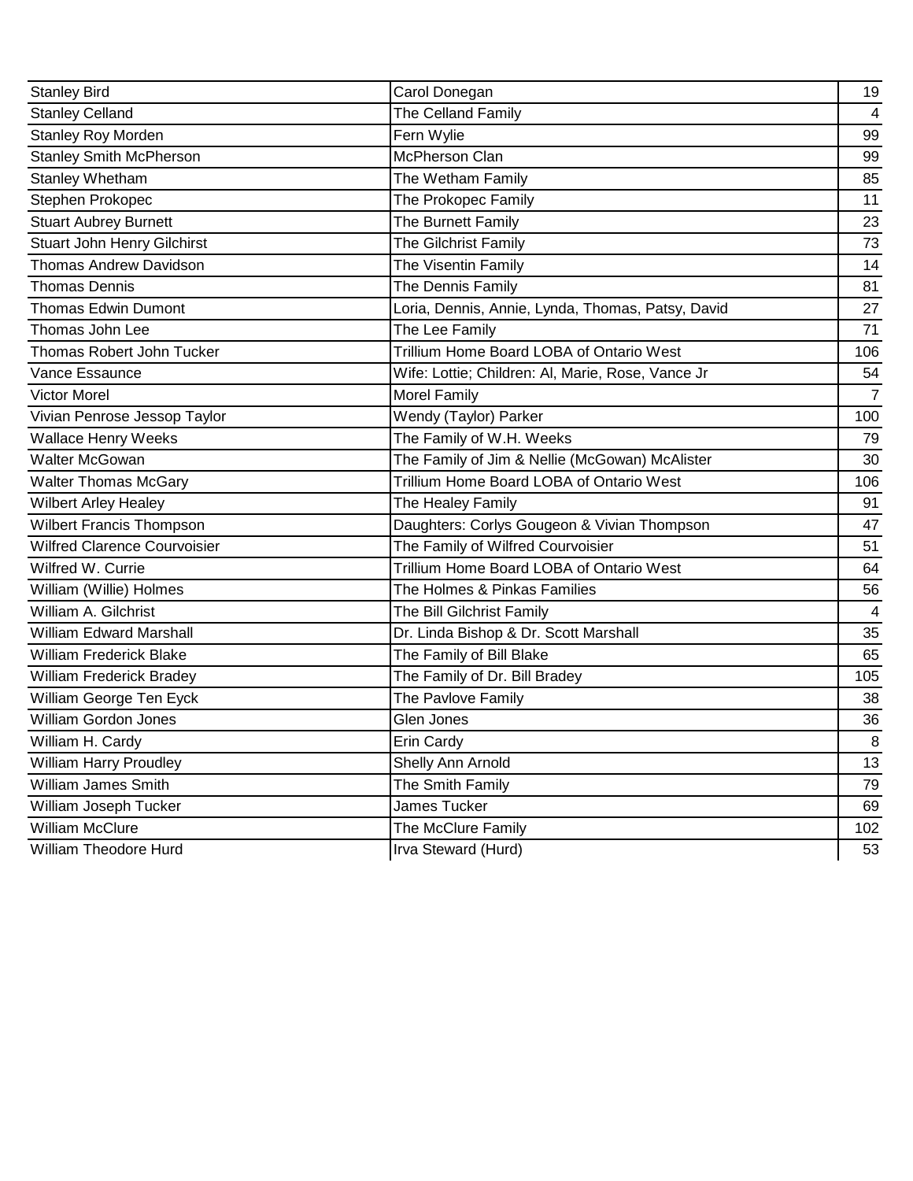| | | |
|---|---|---|
| Stanley Bird | Carol Donegan | 19 |
| Stanley Celland | The Celland Family | 4 |
| Stanley Roy Morden | Fern Wylie | 99 |
| Stanley Smith McPherson | McPherson Clan | 99 |
| Stanley Whetham | The Wetham Family | 85 |
| Stephen Prokopec | The Prokopec Family | 11 |
| Stuart Aubrey Burnett | The Burnett Family | 23 |
| Stuart John Henry Gilchirst | The Gilchrist Family | 73 |
| Thomas Andrew Davidson | The Visentin Family | 14 |
| Thomas Dennis | The Dennis Family | 81 |
| Thomas Edwin Dumont | Loria, Dennis, Annie, Lynda, Thomas, Patsy, David | 27 |
| Thomas John Lee | The Lee Family | 71 |
| Thomas Robert John Tucker | Trillium Home Board LOBA of Ontario West | 106 |
| Vance Essaunce | Wife: Lottie; Children: Al, Marie, Rose, Vance Jr | 54 |
| Victor Morel | Morel Family | 7 |
| Vivian Penrose Jessop Taylor | Wendy (Taylor) Parker | 100 |
| Wallace Henry Weeks | The Family of W.H. Weeks | 79 |
| Walter McGowan | The Family of Jim & Nellie (McGowan) McAlister | 30 |
| Walter Thomas McGary | Trillium Home Board LOBA of Ontario West | 106 |
| Wilbert Arley Healey | The Healey Family | 91 |
| Wilbert Francis Thompson | Daughters: Corlys Gougeon & Vivian Thompson | 47 |
| Wilfred Clarence Courvoisier | The Family of Wilfred Courvoisier | 51 |
| Wilfred W. Currie | Trillium Home Board LOBA of Ontario West | 64 |
| William (Willie) Holmes | The Holmes & Pinkas Families | 56 |
| William A. Gilchrist | The Bill Gilchrist Family | 4 |
| William Edward Marshall | Dr. Linda Bishop & Dr. Scott Marshall | 35 |
| William Frederick Blake | The Family of Bill Blake | 65 |
| William Frederick Bradey | The Family of Dr. Bill Bradey | 105 |
| William George Ten Eyck | The Pavlove Family | 38 |
| William Gordon Jones | Glen Jones | 36 |
| William H. Cardy | Erin Cardy | 8 |
| William Harry Proudley | Shelly Ann Arnold | 13 |
| William James Smith | The Smith Family | 79 |
| William Joseph Tucker | James Tucker | 69 |
| William McClure | The McClure Family | 102 |
| William Theodore Hurd | Irva Steward (Hurd) | 53 |